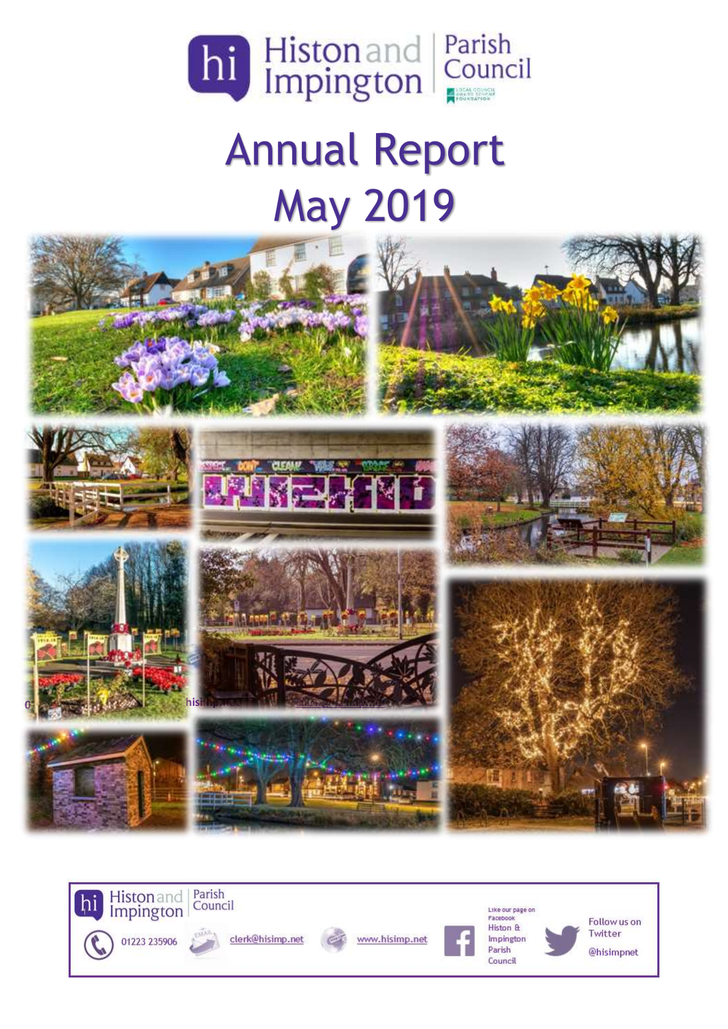Histon and Impington Parish Council

# Annual Report May 2019

Histon and Impington Parish Council

01223 235906

clerk@hisimp.net

www.hisimp.net

Like our page on Facebook Histon & Impington Parish Council

Follow us on Twitter @hisimpnet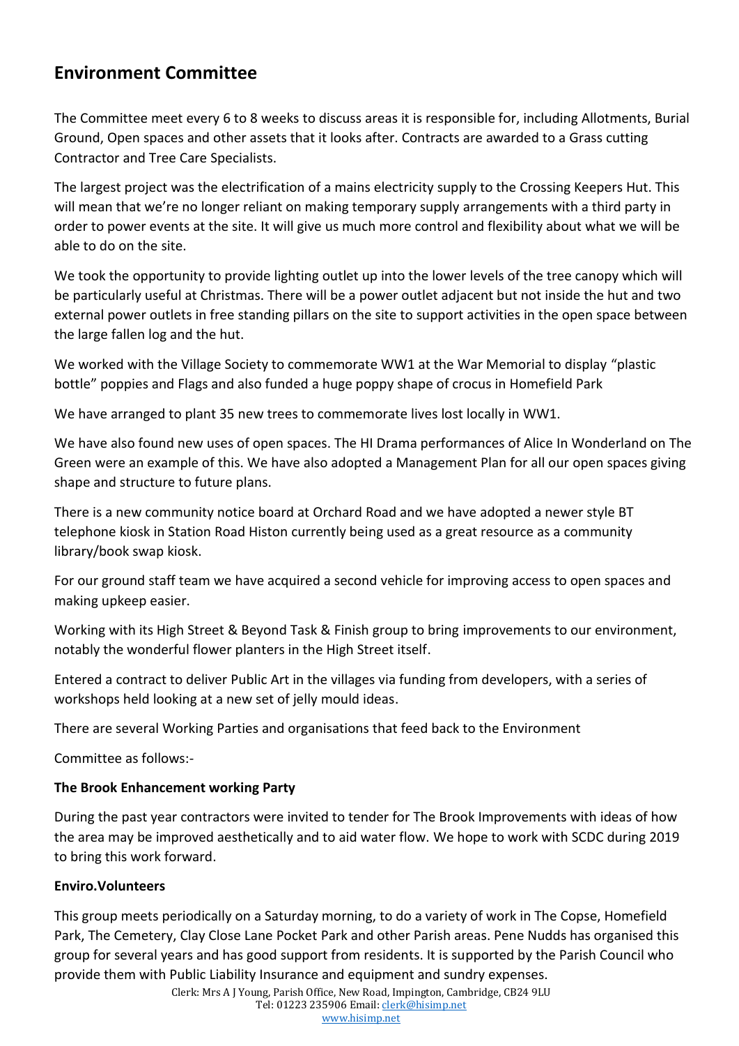## Environment Committee

The Committee meet every 6 to 8 weeks to discuss areas it is responsible for, including Allotments, Burial Ground, Open spaces and other assets that it looks after. Contracts are awarded to a Grass cutting Contractor and Tree Care Specialists.

The largest project was the electrification of a mains electricity supply to the Crossing Keepers Hut. This will mean that we're no longer reliant on making temporary supply arrangements with a third party in order to power events at the site. It will give us much more control and flexibility about what we will be able to do on the site.

We took the opportunity to provide lighting outlet up into the lower levels of the tree canopy which will be particularly useful at Christmas. There will be a power outlet adjacent but not inside the hut and two external power outlets in free standing pillars on the site to support activities in the open space between the large fallen log and the hut.

We worked with the Village Society to commemorate WW1 at the War Memorial to display "plastic bottle" poppies and Flags and also funded a huge poppy shape of crocus in Homefield Park

We have arranged to plant 35 new trees to commemorate lives lost locally in WW1.

We have also found new uses of open spaces. The HI Drama performances of Alice In Wonderland on The Green were an example of this. We have also adopted a Management Plan for all our open spaces giving shape and structure to future plans.

There is a new community notice board at Orchard Road and we have adopted a newer style BT telephone kiosk in Station Road Histon currently being used as a great resource as a community library/book swap kiosk.

For our ground staff team we have acquired a second vehicle for improving access to open spaces and making upkeep easier.

Working with its High Street & Beyond Task & Finish group to bring improvements to our environment, notably the wonderful flower planters in the High Street itself.

Entered a contract to deliver Public Art in the villages via funding from developers, with a series of workshops held looking at a new set of jelly mould ideas.

There are several Working Parties and organisations that feed back to the Environment

Committee as follows:-

**The Brook Enhancement working Party**

During the past year contractors were invited to tender for The Brook Improvements with ideas of how the area may be improved aesthetically and to aid water flow. We hope to work with SCDC during 2019 to bring this work forward.

**Enviro.Volunteers**

This group meets periodically on a Saturday morning, to do a variety of work in The Copse, Homefield Park, The Cemetery, Clay Close Lane Pocket Park and other Parish areas. Pene Nudds has organised this group for several years and has good support from residents. It is supported by the Parish Council who provide them with Public Liability Insurance and equipment and sundry expenses.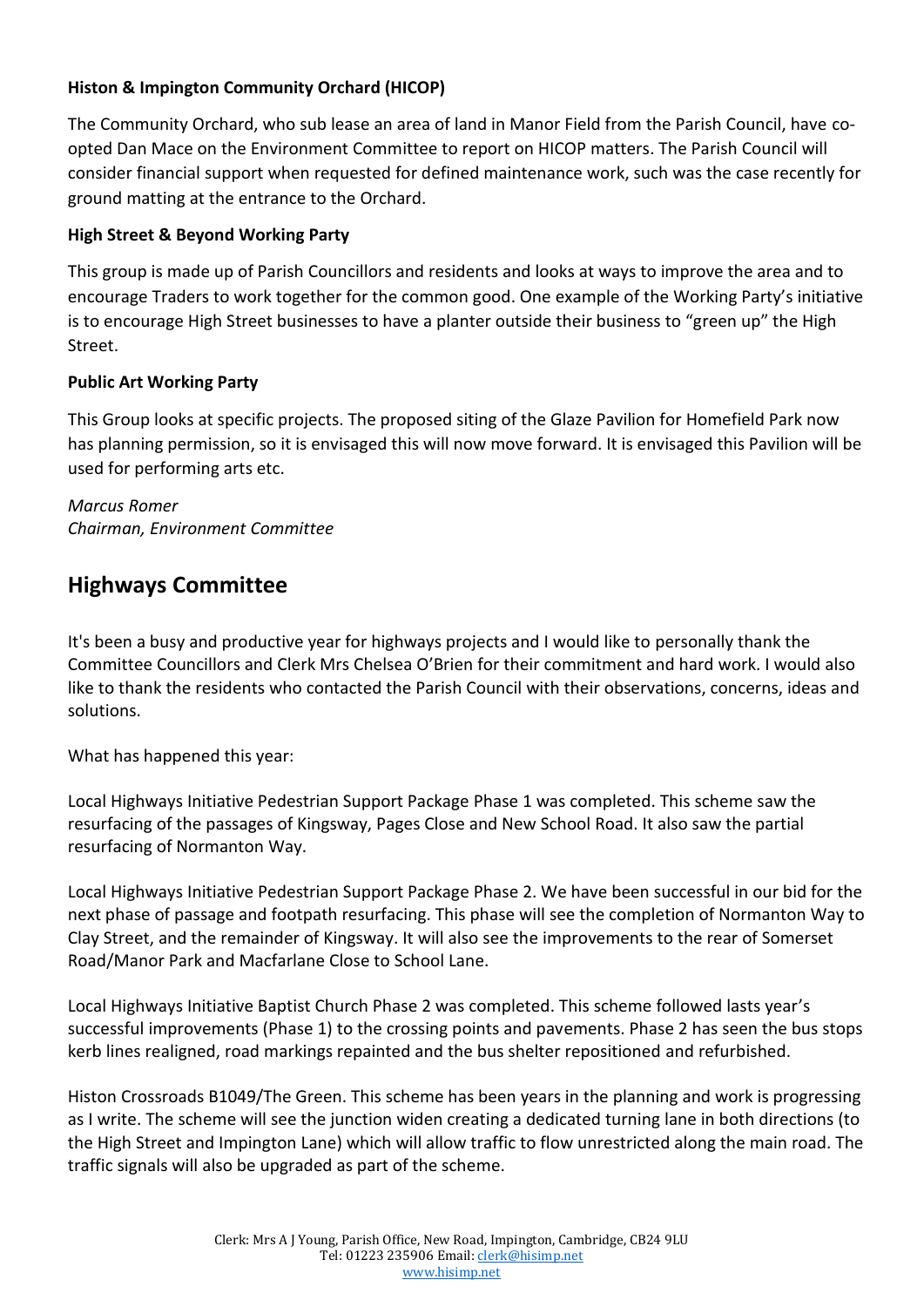### Histon & Impington Community Orchard (HICOP)

The Community Orchard, who sub lease an area of land in Manor Field from the Parish Council, have co-opted Dan Mace on the Environment Committee to report on HICOP matters. The Parish Council will consider financial support when requested for defined maintenance work, such was the case recently for ground matting at the entrance to the Orchard.

### High Street & Beyond Working Party

This group is made up of Parish Councillors and residents and looks at ways to improve the area and to encourage Traders to work together for the common good. One example of the Working Party's initiative is to encourage High Street businesses to have a planter outside their business to "green up" the High Street.

### Public Art Working Party

This Group looks at specific projects. The proposed siting of the Glaze Pavilion for Homefield Park now has planning permission, so it is envisaged this will now move forward. It is envisaged this Pavilion will be used for performing arts etc.

*Marcus Romer*
*Chairman, Environment Committee*

## Highways Committee

It's been a busy and productive year for highways projects and I would like to personally thank the Committee Councillors and Clerk Mrs Chelsea O'Brien for their commitment and hard work. I would also like to thank the residents who contacted the Parish Council with their observations, concerns, ideas and solutions.

What has happened this year:

Local Highways Initiative Pedestrian Support Package Phase 1 was completed. This scheme saw the resurfacing of the passages of Kingsway, Pages Close and New School Road. It also saw the partial resurfacing of Normanton Way.

Local Highways Initiative Pedestrian Support Package Phase 2. We have been successful in our bid for the next phase of passage and footpath resurfacing. This phase will see the completion of Normanton Way to Clay Street, and the remainder of Kingsway. It will also see the improvements to the rear of Somerset Road/Manor Park and Macfarlane Close to School Lane.

Local Highways Initiative Baptist Church Phase 2 was completed. This scheme followed lasts year's successful improvements (Phase 1) to the crossing points and pavements. Phase 2 has seen the bus stops kerb lines realigned, road markings repainted and the bus shelter repositioned and refurbished.

Histon Crossroads B1049/The Green. This scheme has been years in the planning and work is progressing as I write. The scheme will see the junction widen creating a dedicated turning lane in both directions (to the High Street and Impington Lane) which will allow traffic to flow unrestricted along the main road. The traffic signals will also be upgraded as part of the scheme.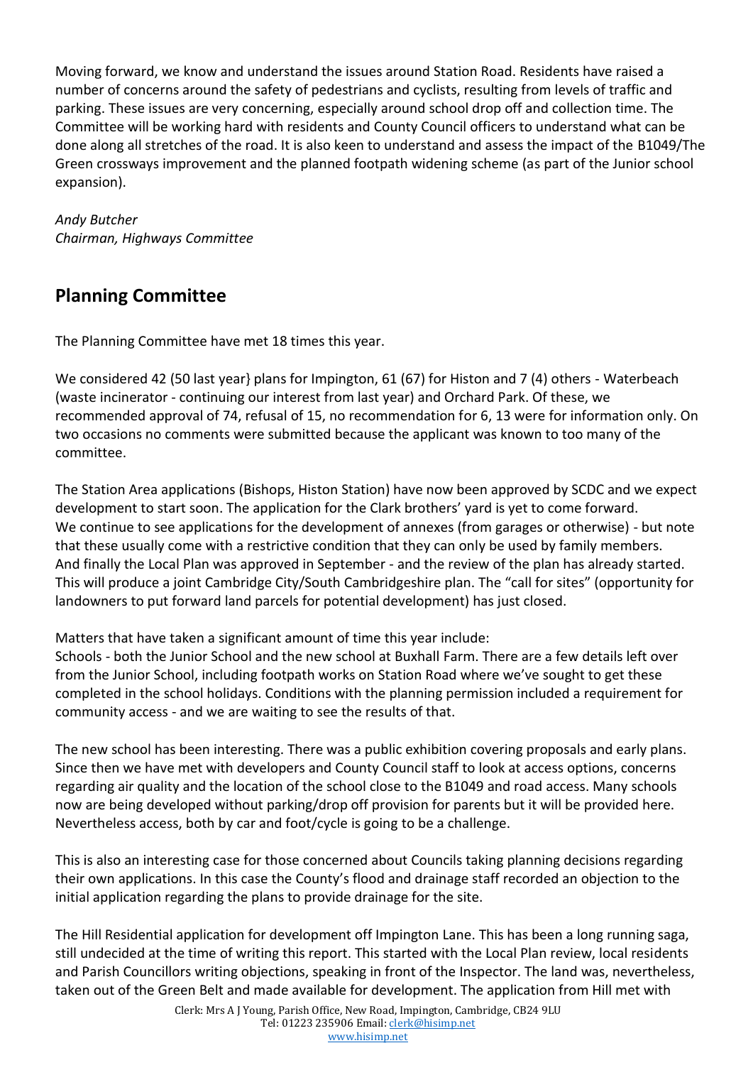Moving forward, we know and understand the issues around Station Road. Residents have raised a number of concerns around the safety of pedestrians and cyclists, resulting from levels of traffic and parking. These issues are very concerning, especially around school drop off and collection time. The Committee will be working hard with residents and County Council officers to understand what can be done along all stretches of the road. It is also keen to understand and assess the impact of the B1049/The Green crossways improvement and the planned footpath widening scheme (as part of the Junior school expansion).

*Andy Butcher*
*Chairman, Highways Committee*

## Planning Committee

The Planning Committee have met 18 times this year.

We considered 42 (50 last year} plans for Impington, 61 (67) for Histon and 7 (4) others - Waterbeach (waste incinerator - continuing our interest from last year) and Orchard Park. Of these, we recommended approval of 74, refusal of 15, no recommendation for 6, 13 were for information only. On two occasions no comments were submitted because the applicant was known to too many of the committee.

The Station Area applications (Bishops, Histon Station) have now been approved by SCDC and we expect development to start soon. The application for the Clark brothers' yard is yet to come forward.
We continue to see applications for the development of annexes (from garages or otherwise) - but note that these usually come with a restrictive condition that they can only be used by family members.
And finally the Local Plan was approved in September - and the review of the plan has already started. This will produce a joint Cambridge City/South Cambridgeshire plan. The "call for sites" (opportunity for landowners to put forward land parcels for potential development) has just closed.

Matters that have taken a significant amount of time this year include:
Schools - both the Junior School and the new school at Buxhall Farm. There are a few details left over from the Junior School, including footpath works on Station Road where we've sought to get these completed in the school holidays. Conditions with the planning permission included a requirement for community access - and we are waiting to see the results of that.

The new school has been interesting. There was a public exhibition covering proposals and early plans. Since then we have met with developers and County Council staff to look at access options, concerns regarding air quality and the location of the school close to the B1049 and road access. Many schools now are being developed without parking/drop off provision for parents but it will be provided here. Nevertheless access, both by car and foot/cycle is going to be a challenge.

This is also an interesting case for those concerned about Councils taking planning decisions regarding their own applications. In this case the County's flood and drainage staff recorded an objection to the initial application regarding the plans to provide drainage for the site.

The Hill Residential application for development off Impington Lane. This has been a long running saga, still undecided at the time of writing this report. This started with the Local Plan review, local residents and Parish Councillors writing objections, speaking in front of the Inspector. The land was, nevertheless, taken out of the Green Belt and made available for development. The application from Hill met with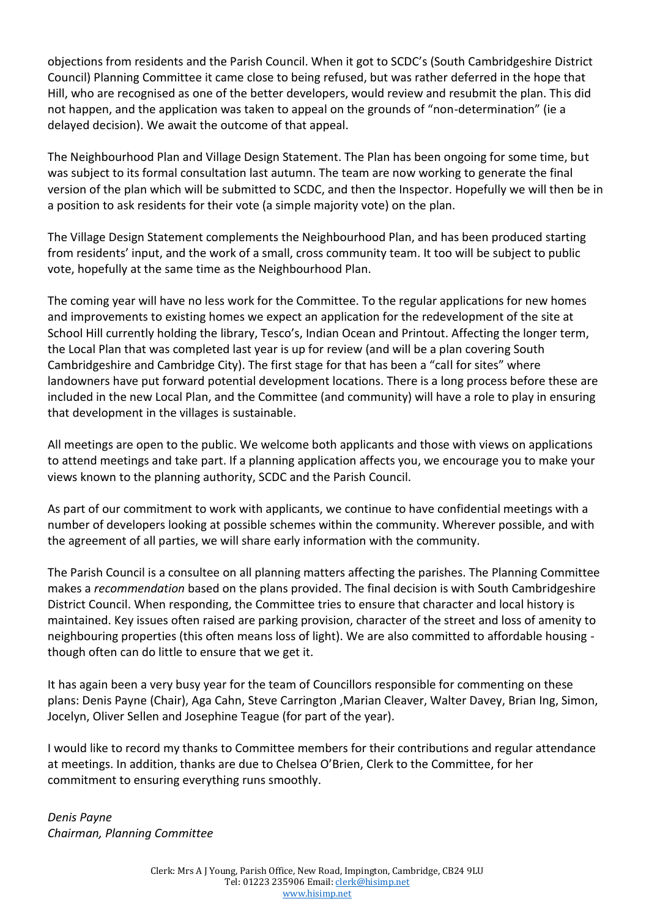objections from residents and the Parish Council. When it got to SCDC's (South Cambridgeshire District Council) Planning Committee it came close to being refused, but was rather deferred in the hope that Hill, who are recognised as one of the better developers, would review and resubmit the plan. This did not happen, and the application was taken to appeal on the grounds of "non-determination" (ie a delayed decision). We await the outcome of that appeal.

The Neighbourhood Plan and Village Design Statement. The Plan has been ongoing for some time, but was subject to its formal consultation last autumn. The team are now working to generate the final version of the plan which will be submitted to SCDC, and then the Inspector. Hopefully we will then be in a position to ask residents for their vote (a simple majority vote) on the plan.

The Village Design Statement complements the Neighbourhood Plan, and has been produced starting from residents' input, and the work of a small, cross community team. It too will be subject to public vote, hopefully at the same time as the Neighbourhood Plan.

The coming year will have no less work for the Committee. To the regular applications for new homes and improvements to existing homes we expect an application for the redevelopment of the site at School Hill currently holding the library, Tesco's, Indian Ocean and Printout. Affecting the longer term, the Local Plan that was completed last year is up for review (and will be a plan covering South Cambridgeshire and Cambridge City). The first stage for that has been a "call for sites" where landowners have put forward potential development locations. There is a long process before these are included in the new Local Plan, and the Committee (and community) will have a role to play in ensuring that development in the villages is sustainable.

All meetings are open to the public. We welcome both applicants and those with views on applications to attend meetings and take part. If a planning application affects you, we encourage you to make your views known to the planning authority, SCDC and the Parish Council.

As part of our commitment to work with applicants, we continue to have confidential meetings with a number of developers looking at possible schemes within the community. Wherever possible, and with the agreement of all parties, we will share early information with the community.

The Parish Council is a consultee on all planning matters affecting the parishes. The Planning Committee makes a *recommendation* based on the plans provided. The final decision is with South Cambridgeshire District Council. When responding, the Committee tries to ensure that character and local history is maintained. Key issues often raised are parking provision, character of the street and loss of amenity to neighbouring properties (this often means loss of light). We are also committed to affordable housing - though often can do little to ensure that we get it.

It has again been a very busy year for the team of Councillors responsible for commenting on these plans: Denis Payne (Chair), Aga Cahn, Steve Carrington ,Marian Cleaver, Walter Davey, Brian Ing, Simon, Jocelyn, Oliver Sellen and Josephine Teague (for part of the year).

I would like to record my thanks to Committee members for their contributions and regular attendance at meetings. In addition, thanks are due to Chelsea O'Brien, Clerk to the Committee, for her commitment to ensuring everything runs smoothly.

*Denis Payne*
*Chairman, Planning Committee*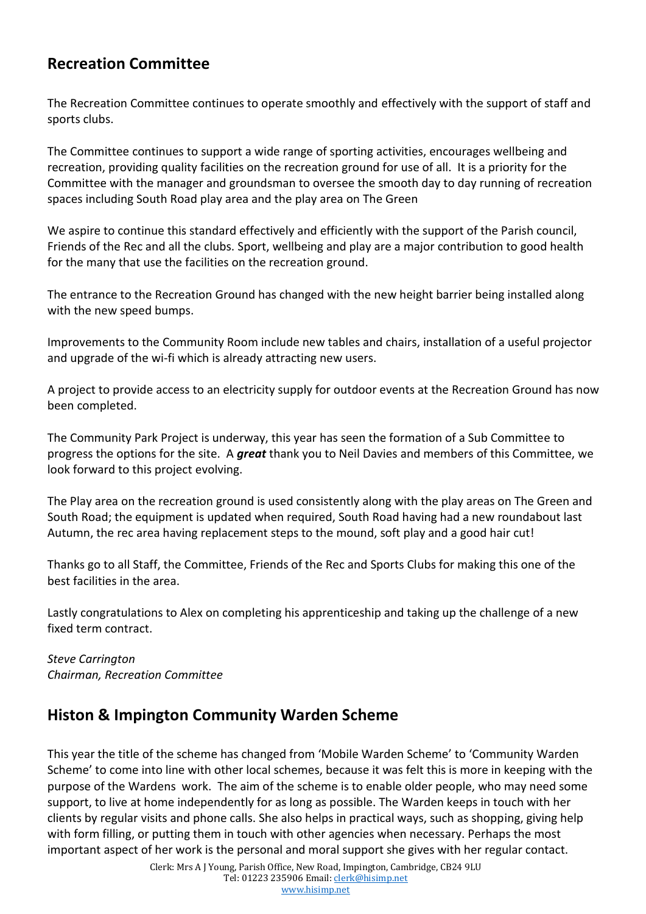## Recreation Committee

The Recreation Committee continues to operate smoothly and effectively with the support of staff and sports clubs.

The Committee continues to support a wide range of sporting activities, encourages wellbeing and recreation, providing quality facilities on the recreation ground for use of all. It is a priority for the Committee with the manager and groundsman to oversee the smooth day to day running of recreation spaces including South Road play area and the play area on The Green

We aspire to continue this standard effectively and efficiently with the support of the Parish council, Friends of the Rec and all the clubs. Sport, wellbeing and play are a major contribution to good health for the many that use the facilities on the recreation ground.

The entrance to the Recreation Ground has changed with the new height barrier being installed along with the new speed bumps.

Improvements to the Community Room include new tables and chairs, installation of a useful projector and upgrade of the wi-fi which is already attracting new users.

A project to provide access to an electricity supply for outdoor events at the Recreation Ground has now been completed.

The Community Park Project is underway, this year has seen the formation of a Sub Committee to progress the options for the site. A ***great*** thank you to Neil Davies and members of this Committee, we look forward to this project evolving.

The Play area on the recreation ground is used consistently along with the play areas on The Green and South Road; the equipment is updated when required, South Road having had a new roundabout last Autumn, the rec area having replacement steps to the mound, soft play and a good hair cut!

Thanks go to all Staff, the Committee, Friends of the Rec and Sports Clubs for making this one of the best facilities in the area.

Lastly congratulations to Alex on completing his apprenticeship and taking up the challenge of a new fixed term contract.

*Steve Carrington*
*Chairman, Recreation Committee*

## Histon & Impington Community Warden Scheme

This year the title of the scheme has changed from 'Mobile Warden Scheme' to 'Community Warden Scheme' to come into line with other local schemes, because it was felt this is more in keeping with the purpose of the Wardens work. The aim of the scheme is to enable older people, who may need some support, to live at home independently for as long as possible. The Warden keeps in touch with her clients by regular visits and phone calls. She also helps in practical ways, such as shopping, giving help with form filling, or putting them in touch with other agencies when necessary. Perhaps the most important aspect of her work is the personal and moral support she gives with her regular contact.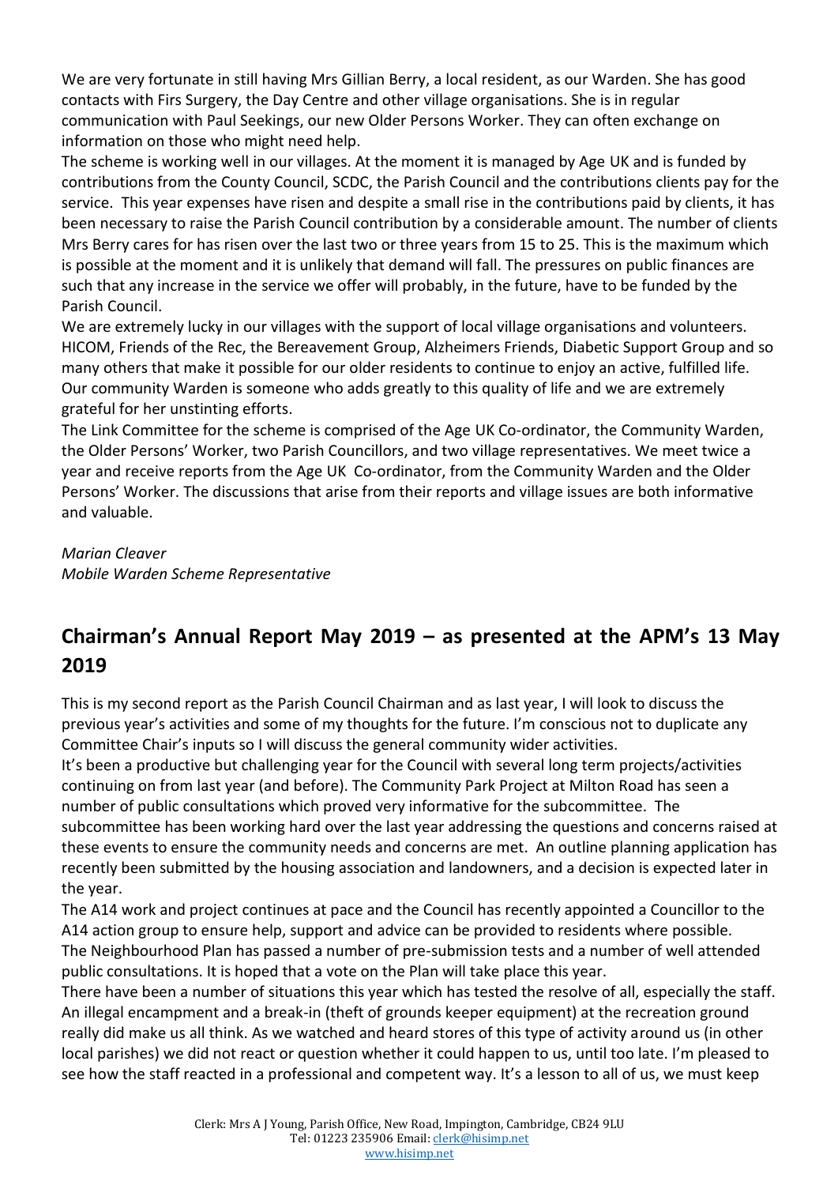We are very fortunate in still having Mrs Gillian Berry, a local resident, as our Warden. She has good contacts with Firs Surgery, the Day Centre and other village organisations. She is in regular communication with Paul Seekings, our new Older Persons Worker. They can often exchange on information on those who might need help.

The scheme is working well in our villages. At the moment it is managed by Age UK and is funded by contributions from the County Council, SCDC, the Parish Council and the contributions clients pay for the service. This year expenses have risen and despite a small rise in the contributions paid by clients, it has been necessary to raise the Parish Council contribution by a considerable amount. The number of clients Mrs Berry cares for has risen over the last two or three years from 15 to 25. This is the maximum which is possible at the moment and it is unlikely that demand will fall. The pressures on public finances are such that any increase in the service we offer will probably, in the future, have to be funded by the Parish Council.

We are extremely lucky in our villages with the support of local village organisations and volunteers. HICOM, Friends of the Rec, the Bereavement Group, Alzheimers Friends, Diabetic Support Group and so many others that make it possible for our older residents to continue to enjoy an active, fulfilled life. Our community Warden is someone who adds greatly to this quality of life and we are extremely grateful for her unstinting efforts.

The Link Committee for the scheme is comprised of the Age UK Co-ordinator, the Community Warden, the Older Persons' Worker, two Parish Councillors, and two village representatives. We meet twice a year and receive reports from the Age UK Co-ordinator, from the Community Warden and the Older Persons' Worker. The discussions that arise from their reports and village issues are both informative and valuable.

*Marian Cleaver*
*Mobile Warden Scheme Representative*

## Chairman's Annual Report May 2019 – as presented at the APM's 13 May 2019

This is my second report as the Parish Council Chairman and as last year, I will look to discuss the previous year's activities and some of my thoughts for the future. I'm conscious not to duplicate any Committee Chair's inputs so I will discuss the general community wider activities.

It's been a productive but challenging year for the Council with several long term projects/activities continuing on from last year (and before). The Community Park Project at Milton Road has seen a number of public consultations which proved very informative for the subcommittee. The subcommittee has been working hard over the last year addressing the questions and concerns raised at these events to ensure the community needs and concerns are met. An outline planning application has recently been submitted by the housing association and landowners, and a decision is expected later in the year.

The A14 work and project continues at pace and the Council has recently appointed a Councillor to the A14 action group to ensure help, support and advice can be provided to residents where possible.

The Neighbourhood Plan has passed a number of pre-submission tests and a number of well attended public consultations. It is hoped that a vote on the Plan will take place this year.

There have been a number of situations this year which has tested the resolve of all, especially the staff. An illegal encampment and a break-in (theft of grounds keeper equipment) at the recreation ground really did make us all think. As we watched and heard stores of this type of activity around us (in other local parishes) we did not react or question whether it could happen to us, until too late. I'm pleased to see how the staff reacted in a professional and competent way. It's a lesson to all of us, we must keep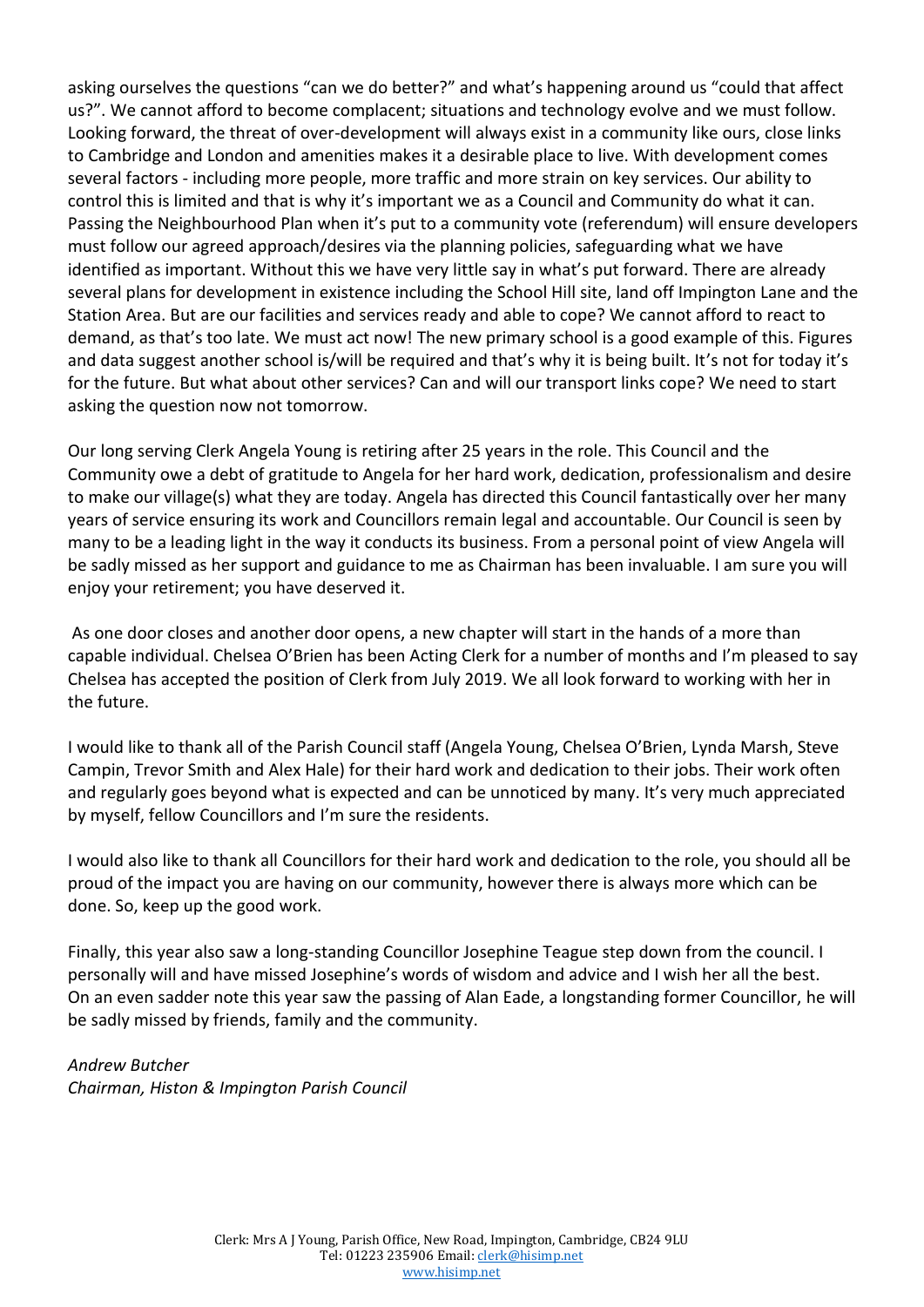asking ourselves the questions "can we do better?" and what's happening around us "could that affect us?". We cannot afford to become complacent; situations and technology evolve and we must follow. Looking forward, the threat of over-development will always exist in a community like ours, close links to Cambridge and London and amenities makes it a desirable place to live. With development comes several factors - including more people, more traffic and more strain on key services. Our ability to control this is limited and that is why it's important we as a Council and Community do what it can. Passing the Neighbourhood Plan when it's put to a community vote (referendum) will ensure developers must follow our agreed approach/desires via the planning policies, safeguarding what we have identified as important. Without this we have very little say in what's put forward. There are already several plans for development in existence including the School Hill site, land off Impington Lane and the Station Area. But are our facilities and services ready and able to cope? We cannot afford to react to demand, as that's too late. We must act now! The new primary school is a good example of this. Figures and data suggest another school is/will be required and that's why it is being built. It's not for today it's for the future. But what about other services? Can and will our transport links cope? We need to start asking the question now not tomorrow.

Our long serving Clerk Angela Young is retiring after 25 years in the role. This Council and the Community owe a debt of gratitude to Angela for her hard work, dedication, professionalism and desire to make our village(s) what they are today. Angela has directed this Council fantastically over her many years of service ensuring its work and Councillors remain legal and accountable. Our Council is seen by many to be a leading light in the way it conducts its business. From a personal point of view Angela will be sadly missed as her support and guidance to me as Chairman has been invaluable. I am sure you will enjoy your retirement; you have deserved it.

As one door closes and another door opens, a new chapter will start in the hands of a more than capable individual. Chelsea O'Brien has been Acting Clerk for a number of months and I'm pleased to say Chelsea has accepted the position of Clerk from July 2019. We all look forward to working with her in the future.

I would like to thank all of the Parish Council staff (Angela Young, Chelsea O'Brien, Lynda Marsh, Steve Campin, Trevor Smith and Alex Hale) for their hard work and dedication to their jobs. Their work often and regularly goes beyond what is expected and can be unnoticed by many. It's very much appreciated by myself, fellow Councillors and I'm sure the residents.

I would also like to thank all Councillors for their hard work and dedication to the role, you should all be proud of the impact you are having on our community, however there is always more which can be done. So, keep up the good work.

Finally, this year also saw a long-standing Councillor Josephine Teague step down from the council. I personally will and have missed Josephine's words of wisdom and advice and I wish her all the best. On an even sadder note this year saw the passing of Alan Eade, a longstanding former Councillor, he will be sadly missed by friends, family and the community.

*Andrew Butcher*
*Chairman, Histon & Impington Parish Council*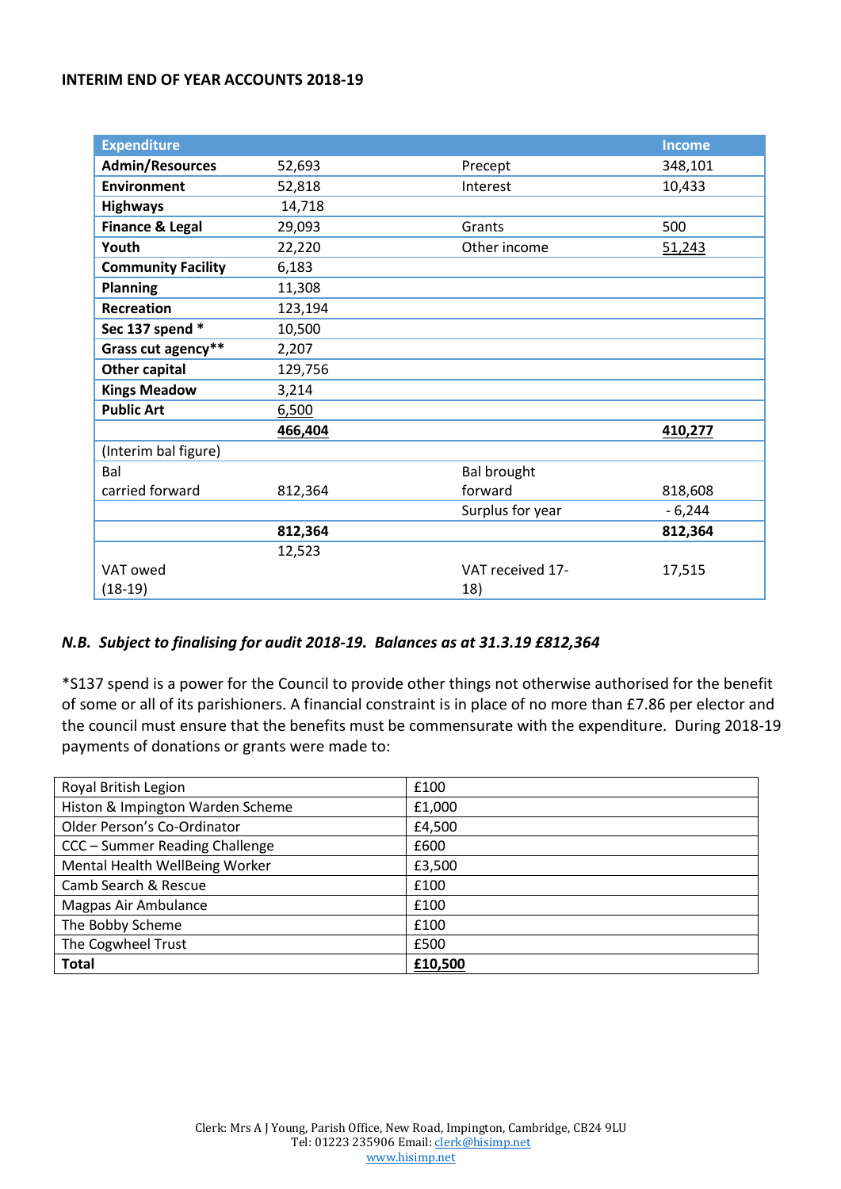**INTERIM END OF YEAR ACCOUNTS 2018-19**

| Expenditure | | | Income |
|---|---|---|---|
| **Admin/Resources** | 52,693 | Precept | 348,101 |
| **Environment** | 52,818 | Interest | 10,433 |
| **Highways** | 14,718 | | |
| **Finance & Legal** | 29,093 | Grants | 500 |
| **Youth** | 22,220 | Other income | 51,243 |
| **Community Facility** | 6,183 | | |
| **Planning** | 11,308 | | |
| **Recreation** | 123,194 | | |
| **Sec 137 spend *** | 10,500 | | |
| **Grass cut agency**** | 2,207 | | |
| **Other capital** | 129,756 | | |
| **Kings Meadow** | 3,214 | | |
| **Public Art** | 6,500 | | |
| | **466,404** | | **410,277** |
| (Interim bal figure) | | | |
| Bal carried forward | 812,364 | Bal brought forward | 818,608 |
| | | Surplus for year | - 6,244 |
| | **812,364** | | **812,364** |
| VAT owed (18-19) | 12,523 | VAT received 17-18) | 17,515 |

***N.B. Subject to finalising for audit 2018-19. Balances as at 31.3.19 £812,364***

*S137 spend is a power for the Council to provide other things not otherwise authorised for the benefit of some or all of its parishioners. A financial constraint is in place of no more than £7.86 per elector and the council must ensure that the benefits must be commensurate with the expenditure. During 2018-19 payments of donations or grants were made to:

| | |
|---|---|
| Royal British Legion | £100 |
| Histon & Impington Warden Scheme | £1,000 |
| Older Person's Co-Ordinator | £4,500 |
| CCC – Summer Reading Challenge | £600 |
| Mental Health WellBeing Worker | £3,500 |
| Camb Search & Rescue | £100 |
| Magpas Air Ambulance | £100 |
| The Bobby Scheme | £100 |
| The Cogwheel Trust | £500 |
| **Total** | **£10,500** |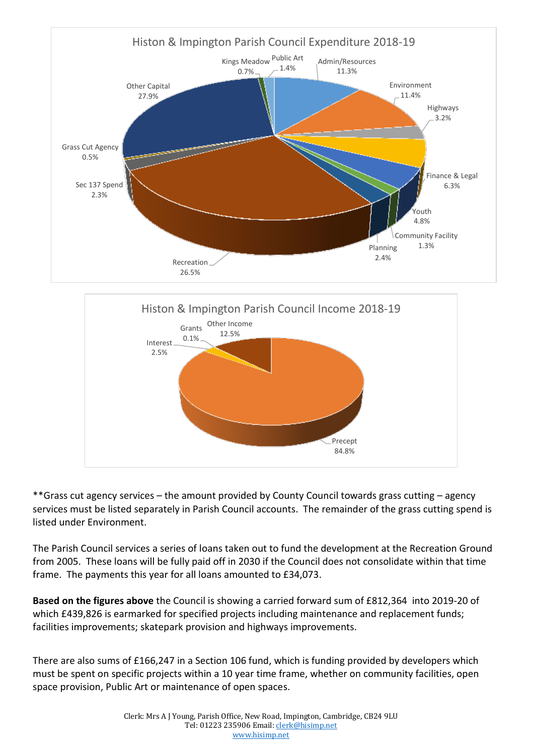## Histon & Impington Parish Council Expenditure 2018-19

| Category | Percentage |
| --- | --- |
| Admin/Resources | 11.3% |
| Environment | 11.4% |
| Highways | 3.2% |
| Finance & Legal | 6.3% |
| Youth | 4.8% |
| Community Facility | 1.3% |
| Planning | 2.4% |
| Recreation | 26.5% |
| Sec 137 Spend | 2.3% |
| Grass Cut Agency | 0.5% |
| Other Capital | 27.9% |
| Kings Meadow | 0.7% |
| Public Art | 1.4% |

## Histon & Impington Parish Council Income 2018-19

| Category | Percentage |
| --- | --- |
| Precept | 84.8% |
| Interest | 2.5% |
| Grants | 0.1% |
| Other Income | 12.5% |

**Grass cut agency services – the amount provided by County Council towards grass cutting – agency services must be listed separately in Parish Council accounts. The remainder of the grass cutting spend is listed under Environment.

The Parish Council services a series of loans taken out to fund the development at the Recreation Ground from 2005. These loans will be fully paid off in 2030 if the Council does not consolidate within that time frame. The payments this year for all loans amounted to £34,073.

**Based on the figures above** the Council is showing a carried forward sum of £812,364 into 2019-20 of which £439,826 is earmarked for specified projects including maintenance and replacement funds; facilities improvements; skatepark provision and highways improvements.

There are also sums of £166,247 in a Section 106 fund, which is funding provided by developers which must be spent on specific projects within a 10 year time frame, whether on community facilities, open space provision, Public Art or maintenance of open spaces.

Clerk: Mrs A J Young, Parish Office, New Road, Impington, Cambridge, CB24 9LU
Tel: 01223 235906 Email: clerk@hisimp.net
www.hisimp.net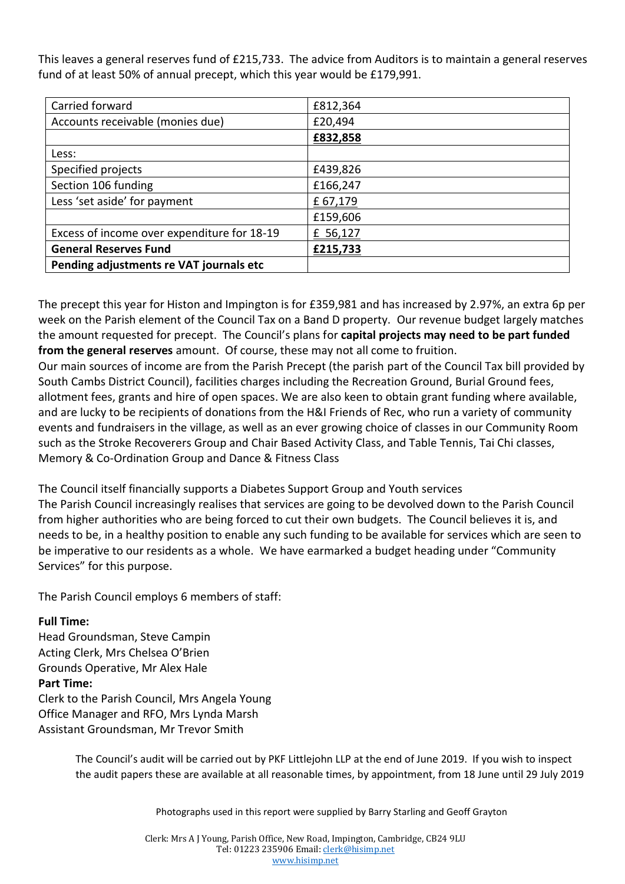This leaves a general reserves fund of £215,733. The advice from Auditors is to maintain a general reserves fund of at least 50% of annual precept, which this year would be £179,991.

| | |
|---|---|
| Carried forward | £812,364 |
| Accounts receivable (monies due) | £20,494 |
| | **£832,858** |
| Less: | |
| Specified projects | £439,826 |
| Section 106 funding | £166,247 |
| Less 'set aside' for payment | £ 67,179 |
| | £159,606 |
| Excess of income over expenditure for 18-19 | £ 56,127 |
| **General Reserves Fund** | **£215,733** |
| **Pending adjustments re VAT journals etc** | |

The precept this year for Histon and Impington is for £359,981 and has increased by 2.97%, an extra 6p per week on the Parish element of the Council Tax on a Band D property. Our revenue budget largely matches the amount requested for precept. The Council's plans for **capital projects may need to be part funded from the general reserves** amount. Of course, these may not all come to fruition.

Our main sources of income are from the Parish Precept (the parish part of the Council Tax bill provided by South Cambs District Council), facilities charges including the Recreation Ground, Burial Ground fees, allotment fees, grants and hire of open spaces. We are also keen to obtain grant funding where available, and are lucky to be recipients of donations from the H&I Friends of Rec, who run a variety of community events and fundraisers in the village, as well as an ever growing choice of classes in our Community Room such as the Stroke Recoverers Group and Chair Based Activity Class, and Table Tennis, Tai Chi classes, Memory & Co-Ordination Group and Dance & Fitness Class

The Council itself financially supports a Diabetes Support Group and Youth services

The Parish Council increasingly realises that services are going to be devolved down to the Parish Council from higher authorities who are being forced to cut their own budgets. The Council believes it is, and needs to be, in a healthy position to enable any such funding to be available for services which are seen to be imperative to our residents as a whole. We have earmarked a budget heading under "Community Services" for this purpose.

The Parish Council employs 6 members of staff:

**Full Time:**
Head Groundsman, Steve Campin
Acting Clerk, Mrs Chelsea O'Brien
Grounds Operative, Mr Alex Hale

**Part Time:**
Clerk to the Parish Council, Mrs Angela Young
Office Manager and RFO, Mrs Lynda Marsh
Assistant Groundsman, Mr Trevor Smith

The Council's audit will be carried out by PKF Littlejohn LLP at the end of June 2019. If you wish to inspect the audit papers these are available at all reasonable times, by appointment, from 18 June until 29 July 2019

Photographs used in this report were supplied by Barry Starling and Geoff Grayton

Clerk: Mrs A J Young, Parish Office, New Road, Impington, Cambridge, CB24 9LU
Tel: 01223 235906 Email: clerk@hisimp.net
www.hisimp.net